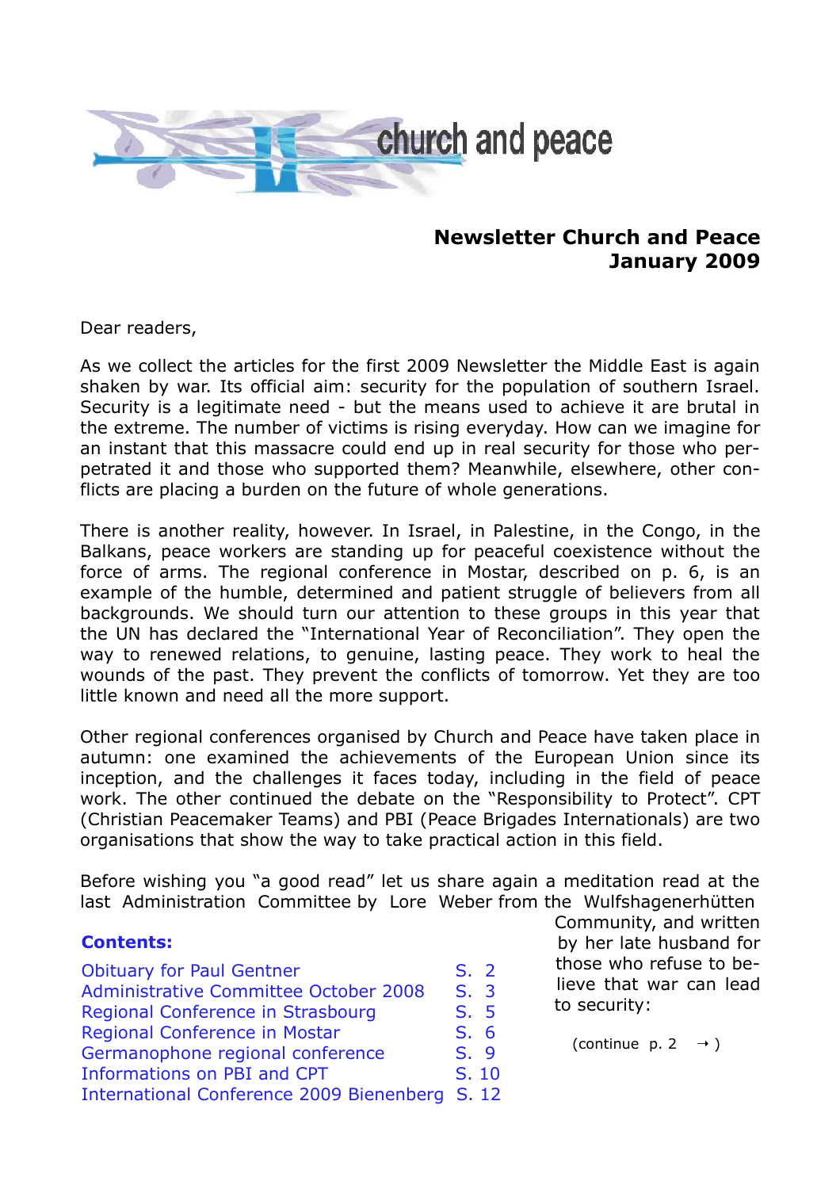church and peace

**Newsletter Church and Peace**
**January 2009**

Dear readers,

As we collect the articles for the first 2009 Newsletter the Middle East is again shaken by war. Its official aim: security for the population of southern Israel. Security is a legitimate need - but the means used to achieve it are brutal in the extreme. The number of victims is rising everyday. How can we imagine for an instant that this massacre could end up in real security for those who perpetrated it and those who supported them? Meanwhile, elsewhere, other conflicts are placing a burden on the future of whole generations.

There is another reality, however. In Israel, in Palestine, in the Congo, in the Balkans, peace workers are standing up for peaceful coexistence without the force of arms. The regional conference in Mostar, described on p. 6, is an example of the humble, determined and patient struggle of believers from all backgrounds. We should turn our attention to these groups in this year that the UN has declared the "International Year of Reconciliation". They open the way to renewed relations, to genuine, lasting peace. They work to heal the wounds of the past. They prevent the conflicts of tomorrow. Yet they are too little known and need all the more support.

Other regional conferences organised by Church and Peace have taken place in autumn: one examined the achievements of the European Union since its inception, and the challenges it faces today, including in the field of peace work. The other continued the debate on the "Responsibility to Protect". CPT (Christian Peacemaker Teams) and PBI (Peace Brigades Internationals) are two organisations that show the way to take practical action in this field.

Before wishing you "a good read" let us share again a meditation read at the last Administration Committee by Lore Weber from the Wulfshagenerhütten Community, and written by her late husband for those who refuse to believe that war can lead to security:

(continue p. 2 →)

**Contents:**

| | |
|---|---|
| Obituary for Paul Gentner | S. 2 |
| Administrative Committee October 2008 | S. 3 |
| Regional Conference in Strasbourg | S. 5 |
| Regional Conference in Mostar | S. 6 |
| Germanophone regional conference | S. 9 |
| Informations on PBI and CPT | S. 10 |
| International Conference 2009 Bienenberg | S. 12 |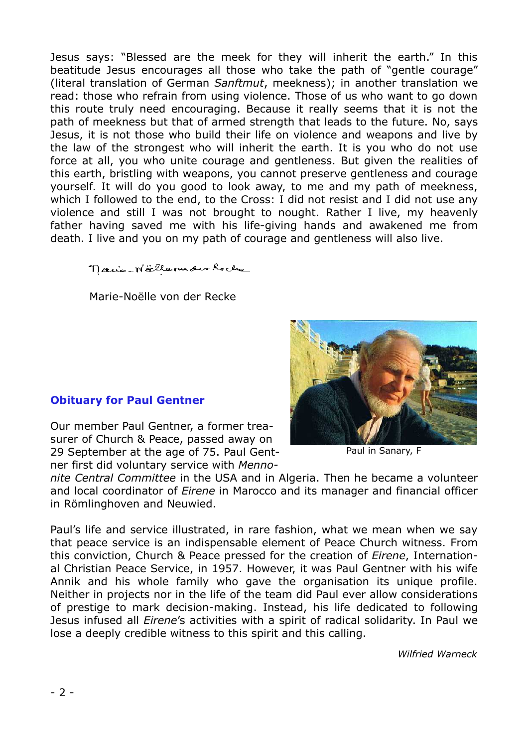Jesus says: "Blessed are the meek for they will inherit the earth." In this beatitude Jesus encourages all those who take the path of "gentle courage" (literal translation of German *Sanftmut*, meekness); in another translation we read: those who refrain from using violence. Those of us who want to go down this route truly need encouraging. Because it really seems that it is not the path of meekness but that of armed strength that leads to the future. No, says Jesus, it is not those who build their life on violence and weapons and live by the law of the strongest who will inherit the earth. It is you who do not use force at all, you who unite courage and gentleness. But given the realities of this earth, bristling with weapons, you cannot preserve gentleness and courage yourself. It will do you good to look away, to me and my path of meekness, which I followed to the end, to the Cross: I did not resist and I did not use any violence and still I was not brought to nought. Rather I live, my heavenly father having saved me with his life-giving hands and awakened me from death. I live and you on my path of courage and gentleness will also live.

Marie-Noëlle von der Recke

Marie-Noëlle von der Recke

## Obituary for Paul Gentner

Paul in Sanary, F

Our member Paul Gentner, a former treasurer of Church & Peace, passed away on 29 September at the age of 75. Paul Gentner first did voluntary service with *Mennonite Central Committee* in the USA and in Algeria. Then he became a volunteer and local coordinator of *Eirene* in Marocco and its manager and financial officer in Römlinghoven and Neuwied.

Paul's life and service illustrated, in rare fashion, what we mean when we say that peace service is an indispensable element of Peace Church witness. From this conviction, Church & Peace pressed for the creation of *Eirene*, International Christian Peace Service, in 1957. However, it was Paul Gentner with his wife Annik and his whole family who gave the organisation its unique profile. Neither in projects nor in the life of the team did Paul ever allow considerations of prestige to mark decision-making. Instead, his life dedicated to following Jesus infused all *Eirene*'s activities with a spirit of radical solidarity. In Paul we lose a deeply credible witness to this spirit and this calling.

*Wilfried Warneck*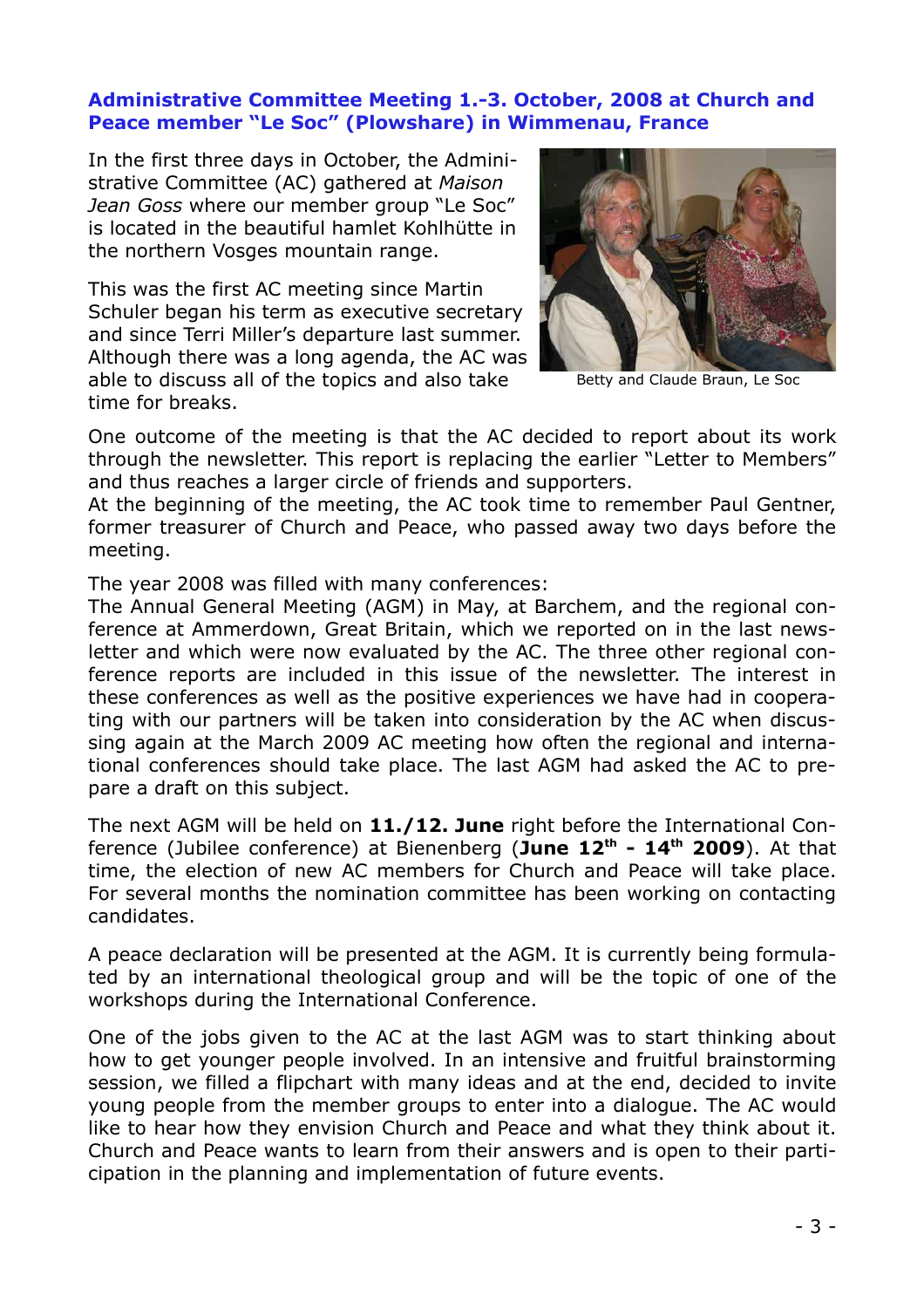## Administrative Committee Meeting 1.-3. October, 2008 at Church and Peace member "Le Soc" (Plowshare) in Wimmenau, France

In the first three days in October, the Administrative Committee (AC) gathered at *Maison Jean Goss* where our member group "Le Soc" is located in the beautiful hamlet Kohlhütte in the northern Vosges mountain range.

This was the first AC meeting since Martin Schuler began his term as executive secretary and since Terri Miller's departure last summer. Although there was a long agenda, the AC was able to discuss all of the topics and also take time for breaks.

Betty and Claude Braun, Le Soc

One outcome of the meeting is that the AC decided to report about its work through the newsletter. This report is replacing the earlier "Letter to Members" and thus reaches a larger circle of friends and supporters.
At the beginning of the meeting, the AC took time to remember Paul Gentner, former treasurer of Church and Peace, who passed away two days before the meeting.

The year 2008 was filled with many conferences:
The Annual General Meeting (AGM) in May, at Barchem, and the regional conference at Ammerdown, Great Britain, which we reported on in the last newsletter and which were now evaluated by the AC. The three other regional conference reports are included in this issue of the newsletter. The interest in these conferences as well as the positive experiences we have had in cooperating with our partners will be taken into consideration by the AC when discussing again at the March 2009 AC meeting how often the regional and international conferences should take place. The last AGM had asked the AC to prepare a draft on this subject.

The next AGM will be held on **11./12. June** right before the International Conference (Jubilee conference) at Bienenberg (**June 12th - 14th 2009**). At that time, the election of new AC members for Church and Peace will take place. For several months the nomination committee has been working on contacting candidates.

A peace declaration will be presented at the AGM. It is currently being formulated by an international theological group and will be the topic of one of the workshops during the International Conference.

One of the jobs given to the AC at the last AGM was to start thinking about how to get younger people involved. In an intensive and fruitful brainstorming session, we filled a flipchart with many ideas and at the end, decided to invite young people from the member groups to enter into a dialogue. The AC would like to hear how they envision Church and Peace and what they think about it. Church and Peace wants to learn from their answers and is open to their participation in the planning and implementation of future events.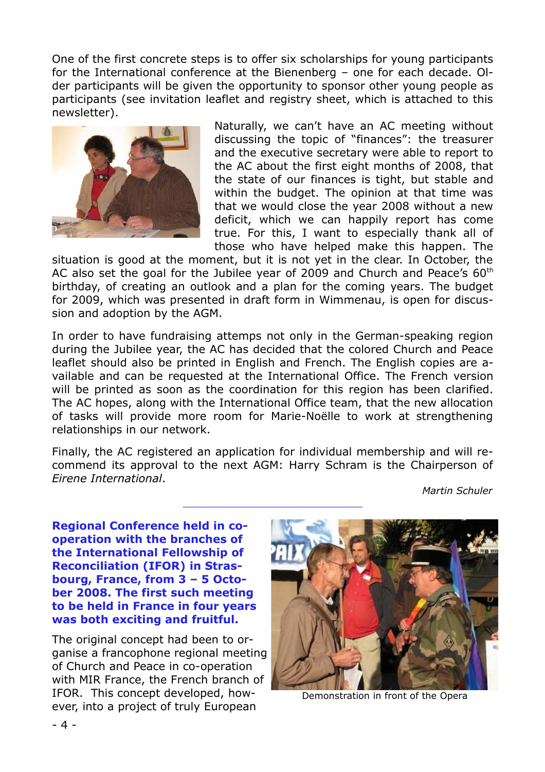One of the first concrete steps is to offer six scholarships for young participants for the International conference at the Bienenberg – one for each decade. Older participants will be given the opportunity to sponsor other young people as participants (see invitation leaflet and registry sheet, which is attached to this newsletter).

Naturally, we can't have an AC meeting without discussing the topic of "finances": the treasurer and the executive secretary were able to report to the AC about the first eight months of 2008, that the state of our finances is tight, but stable and within the budget. The opinion at that time was that we would close the year 2008 without a new deficit, which we can happily report has come true. For this, I want to especially thank all of those who have helped make this happen. The situation is good at the moment, but it is not yet in the clear. In October, the AC also set the goal for the Jubilee year of 2009 and Church and Peace's 60th birthday, of creating an outlook and a plan for the coming years. The budget for 2009, which was presented in draft form in Wimmenau, is open for discussion and adoption by the AGM.

In order to have fundraising attemps not only in the German-speaking region during the Jubilee year, the AC has decided that the colored Church and Peace leaflet should also be printed in English and French. The English copies are available and can be requested at the International Office. The French version will be printed as soon as the coordination for this region has been clarified. The AC hopes, along with the International Office team, that the new allocation of tasks will provide more room for Marie-Noëlle to work at strengthening relationships in our network.

Finally, the AC registered an application for individual membership and will recommend its approval to the next AGM: Harry Schram is the Chairperson of *Eirene International*.

*Martin Schuler*

---

**Regional Conference held in co-operation with the branches of the International Fellowship of Reconciliation (IFOR) in Strasbourg, France, from 3 – 5 October 2008. The first such meeting to be held in France in four years was both exciting and fruitful.**

The original concept had been to organise a francophone regional meeting of Church and Peace in co-operation with MIR France, the French branch of IFOR. This concept developed, however, into a project of truly European

Demonstration in front of the Opera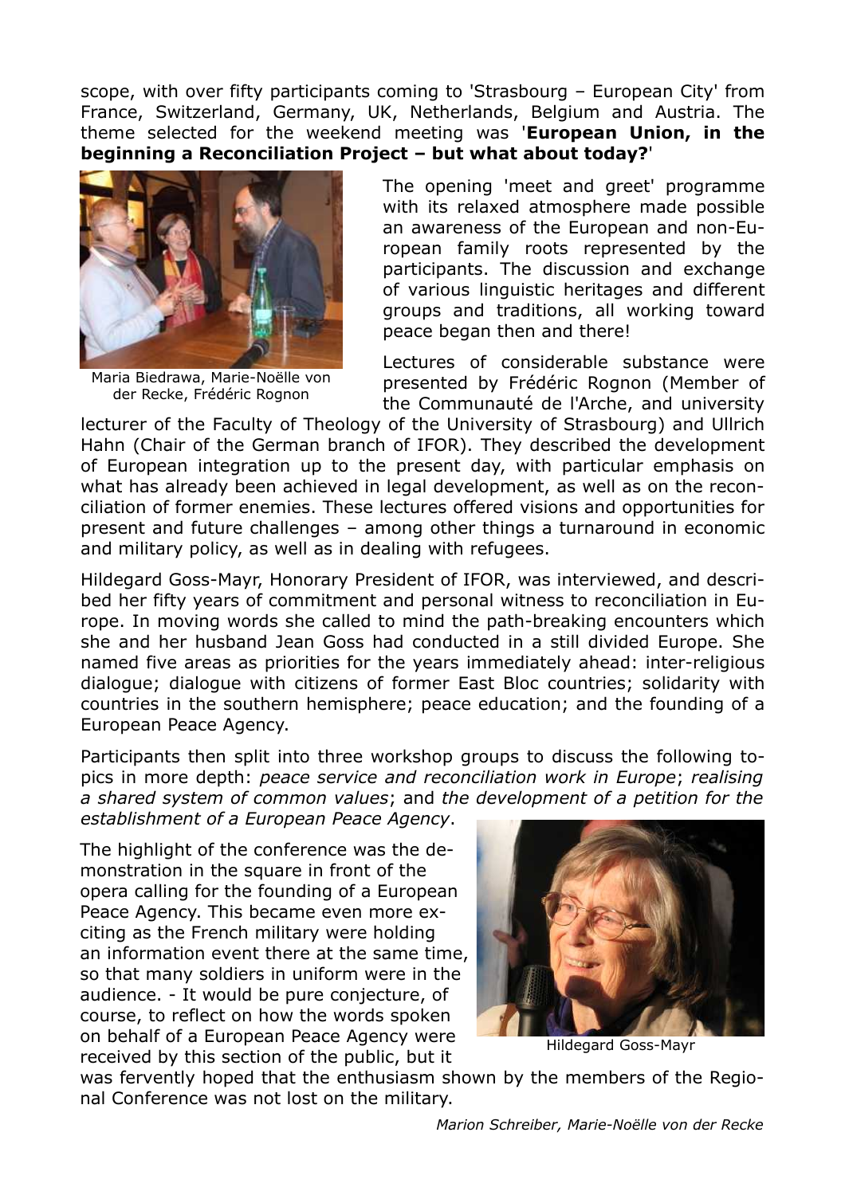scope, with over fifty participants coming to 'Strasbourg – European City' from France, Switzerland, Germany, UK, Netherlands, Belgium and Austria. The theme selected for the weekend meeting was '**European Union, in the beginning a Reconciliation Project – but what about today?**'

Maria Biedrawa, Marie-Noëlle von der Recke, Frédéric Rognon

The opening 'meet and greet' programme with its relaxed atmosphere made possible an awareness of the European and non-European family roots represented by the participants. The discussion and exchange of various linguistic heritages and different groups and traditions, all working toward peace began then and there!

Lectures of considerable substance were presented by Frédéric Rognon (Member of the Communauté de l'Arche, and university lecturer of the Faculty of Theology of the University of Strasbourg) and Ullrich Hahn (Chair of the German branch of IFOR). They described the development of European integration up to the present day, with particular emphasis on what has already been achieved in legal development, as well as on the reconciliation of former enemies. These lectures offered visions and opportunities for present and future challenges – among other things a turnaround in economic and military policy, as well as in dealing with refugees.

Hildegard Goss-Mayr, Honorary President of IFOR, was interviewed, and described her fifty years of commitment and personal witness to reconciliation in Europe. In moving words she called to mind the path-breaking encounters which she and her husband Jean Goss had conducted in a still divided Europe. She named five areas as priorities for the years immediately ahead: inter-religious dialogue; dialogue with citizens of former East Bloc countries; solidarity with countries in the southern hemisphere; peace education; and the founding of a European Peace Agency.

Participants then split into three workshop groups to discuss the following topics in more depth: *peace service and reconciliation work in Europe*; *realising a shared system of common values*; and *the development of a petition for the establishment of a European Peace Agency*.

The highlight of the conference was the demonstration in the square in front of the opera calling for the founding of a European Peace Agency. This became even more exciting as the French military were holding an information event there at the same time, so that many soldiers in uniform were in the audience. - It would be pure conjecture, of course, to reflect on how the words spoken on behalf of a European Peace Agency were received by this section of the public, but it was fervently hoped that the enthusiasm shown by the members of the Regional Conference was not lost on the military.

Hildegard Goss-Mayr

*Marion Schreiber, Marie-Noëlle von der Recke*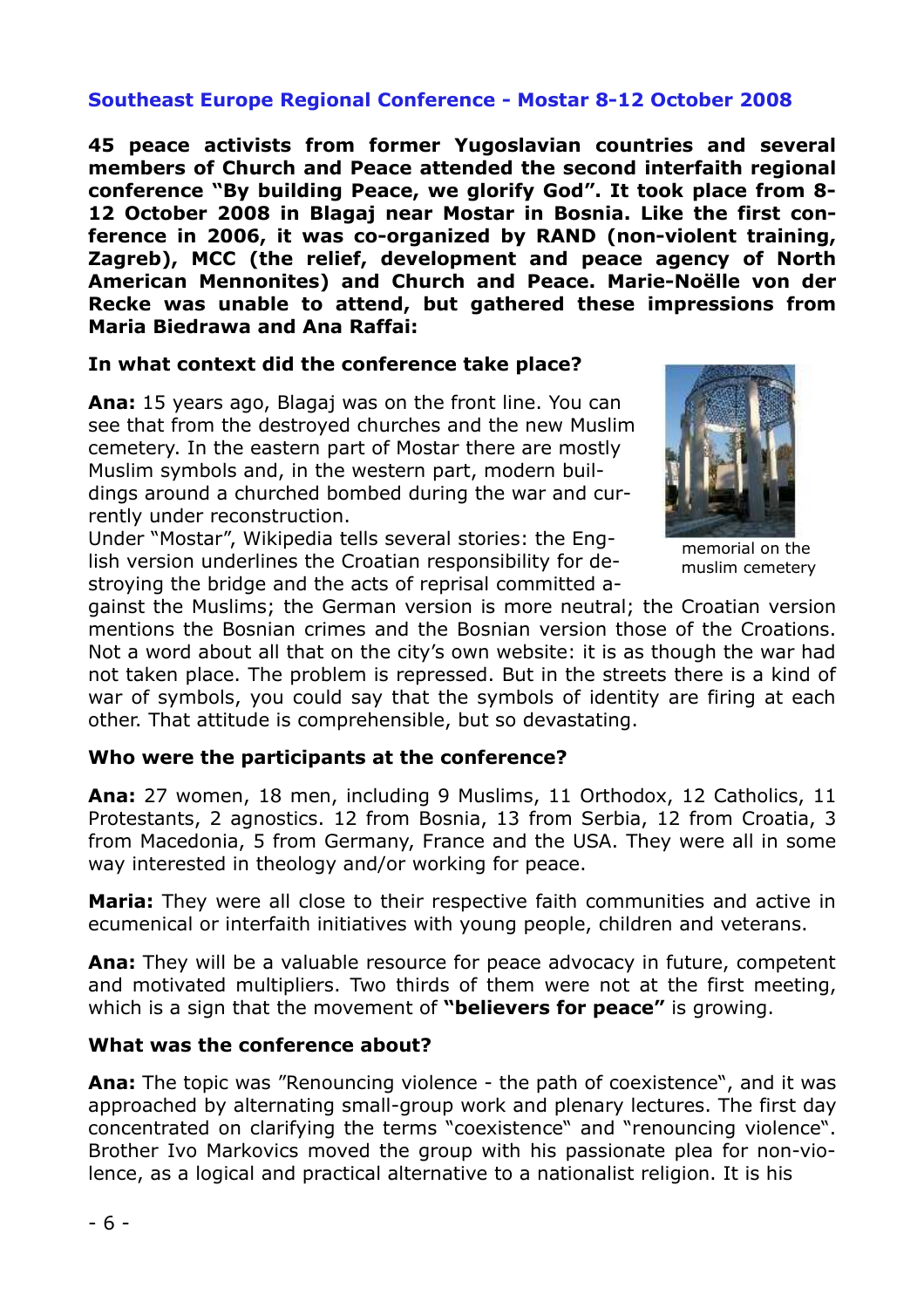## Southeast Europe Regional Conference - Mostar 8-12 October 2008

**45 peace activists from former Yugoslavian countries and several members of Church and Peace attended the second interfaith regional conference "By building Peace, we glorify God". It took place from 8-12 October 2008 in Blagaj near Mostar in Bosnia. Like the first conference in 2006, it was co-organized by RAND (non-violent training, Zagreb), MCC (the relief, development and peace agency of North American Mennonites) and Church and Peace. Marie-Noëlle von der Recke was unable to attend, but gathered these impressions from Maria Biedrawa and Ana Raffai:**

**In what context did the conference take place?**

**Ana:** 15 years ago, Blagaj was on the front line. You can see that from the destroyed churches and the new Muslim cemetery. In the eastern part of Mostar there are mostly Muslim symbols and, in the western part, modern buildings around a churched bombed during the war and currently under reconstruction.

memorial on the muslim cemetery

Under "Mostar", Wikipedia tells several stories: the English version underlines the Croatian responsibility for destroying the bridge and the acts of reprisal committed against the Muslims; the German version is more neutral; the Croatian version mentions the Bosnian crimes and the Bosnian version those of the Croations. Not a word about all that on the city's own website: it is as though the war had not taken place. The problem is repressed. But in the streets there is a kind of war of symbols, you could say that the symbols of identity are firing at each other. That attitude is comprehensible, but so devastating.

**Who were the participants at the conference?**

**Ana:** 27 women, 18 men, including 9 Muslims, 11 Orthodox, 12 Catholics, 11 Protestants, 2 agnostics. 12 from Bosnia, 13 from Serbia, 12 from Croatia, 3 from Macedonia, 5 from Germany, France and the USA. They were all in some way interested in theology and/or working for peace.

**Maria:** They were all close to their respective faith communities and active in ecumenical or interfaith initiatives with young people, children and veterans.

**Ana:** They will be a valuable resource for peace advocacy in future, competent and motivated multipliers. Two thirds of them were not at the first meeting, which is a sign that the movement of **"believers for peace"** is growing.

**What was the conference about?**

**Ana:** The topic was "Renouncing violence - the path of coexistence", and it was approached by alternating small-group work and plenary lectures. The first day concentrated on clarifying the terms "coexistence" and "renouncing violence". Brother Ivo Markovics moved the group with his passionate plea for non-violence, as a logical and practical alternative to a nationalist religion. It is his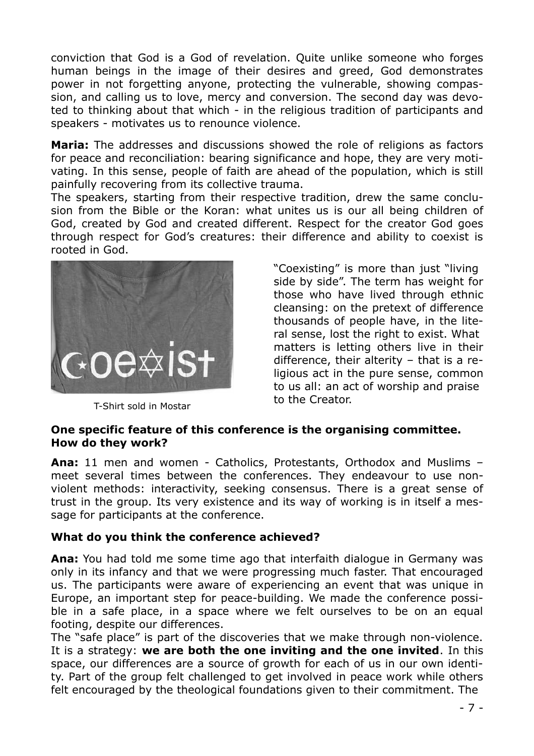conviction that God is a God of revelation. Quite unlike someone who forges human beings in the image of their desires and greed, God demonstrates power in not forgetting anyone, protecting the vulnerable, showing compassion, and calling us to love, mercy and conversion. The second day was devoted to thinking about that which - in the religious tradition of participants and speakers - motivates us to renounce violence.

**Maria:** The addresses and discussions showed the role of religions as factors for peace and reconciliation: bearing significance and hope, they are very motivating. In this sense, people of faith are ahead of the population, which is still painfully recovering from its collective trauma.

The speakers, starting from their respective tradition, drew the same conclusion from the Bible or the Koran: what unites us is our all being children of God, created by God and created different. Respect for the creator God goes through respect for God's creatures: their difference and ability to coexist is rooted in God.

T-Shirt sold in Mostar

"Coexisting" is more than just "living side by side". The term has weight for those who have lived through ethnic cleansing: on the pretext of difference thousands of people have, in the literal sense, lost the right to exist. What matters is letting others live in their difference, their alterity – that is a religious act in the pure sense, common to us all: an act of worship and praise to the Creator.

**One specific feature of this conference is the organising committee. How do they work?**

**Ana:** 11 men and women - Catholics, Protestants, Orthodox and Muslims – meet several times between the conferences. They endeavour to use non-violent methods: interactivity, seeking consensus. There is a great sense of trust in the group. Its very existence and its way of working is in itself a message for participants at the conference.

**What do you think the conference achieved?**

**Ana:** You had told me some time ago that interfaith dialogue in Germany was only in its infancy and that we were progressing much faster. That encouraged us. The participants were aware of experiencing an event that was unique in Europe, an important step for peace-building. We made the conference possible in a safe place, in a space where we felt ourselves to be on an equal footing, despite our differences.

The "safe place" is part of the discoveries that we make through non-violence. It is a strategy: **we are both the one inviting and the one invited**. In this space, our differences are a source of growth for each of us in our own identity. Part of the group felt challenged to get involved in peace work while others felt encouraged by the theological foundations given to their commitment. The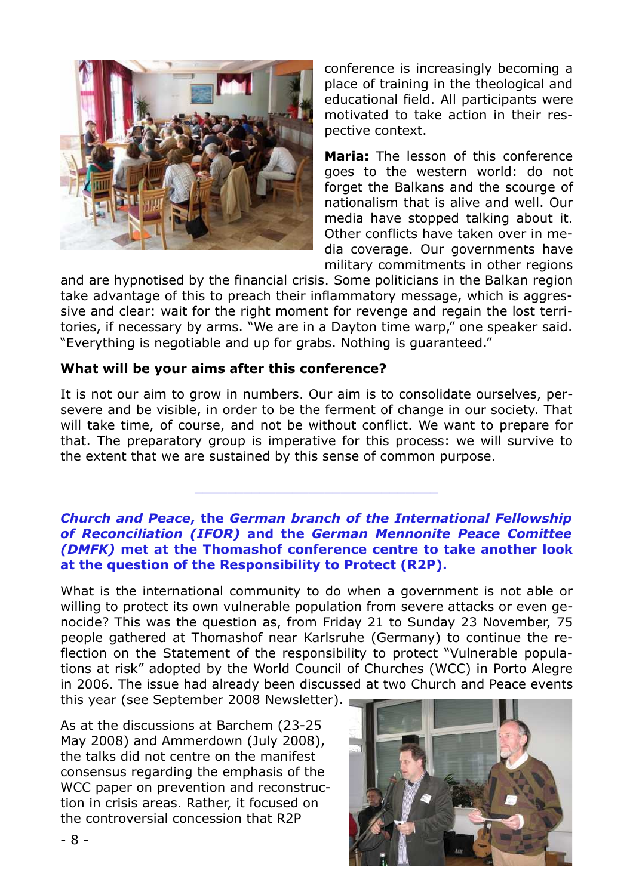conference is increasingly becoming a place of training in the theological and educational field. All participants were motivated to take action in their respective context.

**Maria:** The lesson of this conference goes to the western world: do not forget the Balkans and the scourge of nationalism that is alive and well. Our media have stopped talking about it. Other conflicts have taken over in media coverage. Our governments have military commitments in other regions and are hypnotised by the financial crisis. Some politicians in the Balkan region take advantage of this to preach their inflammatory message, which is aggressive and clear: wait for the right moment for revenge and regain the lost territories, if necessary by arms. "We are in a Dayton time warp," one speaker said. "Everything is negotiable and up for grabs. Nothing is guaranteed."

**What will be your aims after this conference?**

It is not our aim to grow in numbers. Our aim is to consolidate ourselves, persevere and be visible, in order to be the ferment of change in our society. That will take time, of course, and not be without conflict. We want to prepare for that. The preparatory group is imperative for this process: we will survive to the extent that we are sustained by this sense of common purpose.

---

### ***Church and Peace***, the ***German branch of the International Fellowship of Reconciliation (IFOR)*** and the ***German Mennonite Peace Comittee (DMFK)*** met at the Thomashof conference centre to take another look at the question of the Responsibility to Protect (R2P).

What is the international community to do when a government is not able or willing to protect its own vulnerable population from severe attacks or even genocide? This was the question as, from Friday 21 to Sunday 23 November, 75 people gathered at Thomashof near Karlsruhe (Germany) to continue the reflection on the Statement of the responsibility to protect "Vulnerable populations at risk" adopted by the World Council of Churches (WCC) in Porto Alegre in 2006. The issue had already been discussed at two Church and Peace events this year (see September 2008 Newsletter).

As at the discussions at Barchem (23-25 May 2008) and Ammerdown (July 2008), the talks did not centre on the manifest consensus regarding the emphasis of the WCC paper on prevention and reconstruction in crisis areas. Rather, it focused on the controversial concession that R2P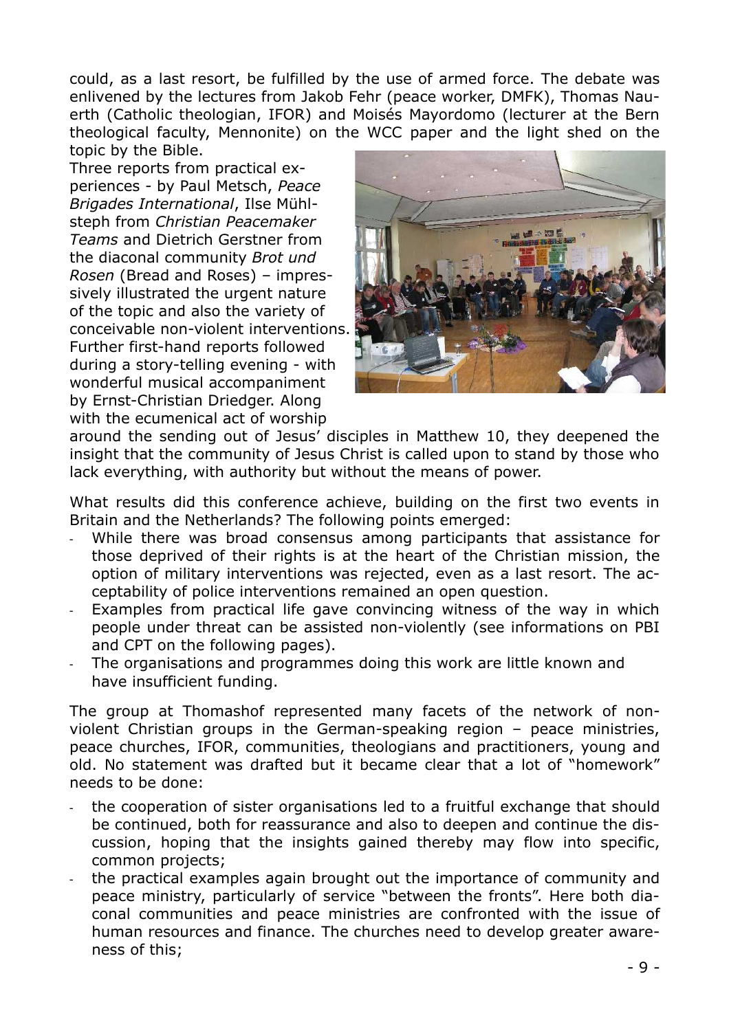could, as a last resort, be fulfilled by the use of armed force. The debate was enlivened by the lectures from Jakob Fehr (peace worker, DMFK), Thomas Nauerth (Catholic theologian, IFOR) and Moisés Mayordomo (lecturer at the Bern theological faculty, Mennonite) on the WCC paper and the light shed on the topic by the Bible.

Three reports from practical experiences - by Paul Metsch, *Peace Brigades International*, Ilse Mühlsteph from *Christian Peacemaker Teams* and Dietrich Gerstner from the diaconal community *Brot und Rosen* (Bread and Roses) – impressively illustrated the urgent nature of the topic and also the variety of conceivable non-violent interventions. Further first-hand reports followed during a story-telling evening - with wonderful musical accompaniment by Ernst-Christian Driedger. Along with the ecumenical act of worship around the sending out of Jesus' disciples in Matthew 10, they deepened the insight that the community of Jesus Christ is called upon to stand by those who lack everything, with authority but without the means of power.

What results did this conference achieve, building on the first two events in Britain and the Netherlands? The following points emerged:

- While there was broad consensus among participants that assistance for those deprived of their rights is at the heart of the Christian mission, the option of military interventions was rejected, even as a last resort. The acceptability of police interventions remained an open question.
- Examples from practical life gave convincing witness of the way in which people under threat can be assisted non-violently (see informations on PBI and CPT on the following pages).
- The organisations and programmes doing this work are little known and have insufficient funding.

The group at Thomashof represented many facets of the network of non-violent Christian groups in the German-speaking region – peace ministries, peace churches, IFOR, communities, theologians and practitioners, young and old. No statement was drafted but it became clear that a lot of "homework" needs to be done:

- the cooperation of sister organisations led to a fruitful exchange that should be continued, both for reassurance and also to deepen and continue the discussion, hoping that the insights gained thereby may flow into specific, common projects;
- the practical examples again brought out the importance of community and peace ministry, particularly of service "between the fronts". Here both diaconal communities and peace ministries are confronted with the issue of human resources and finance. The churches need to develop greater awareness of this;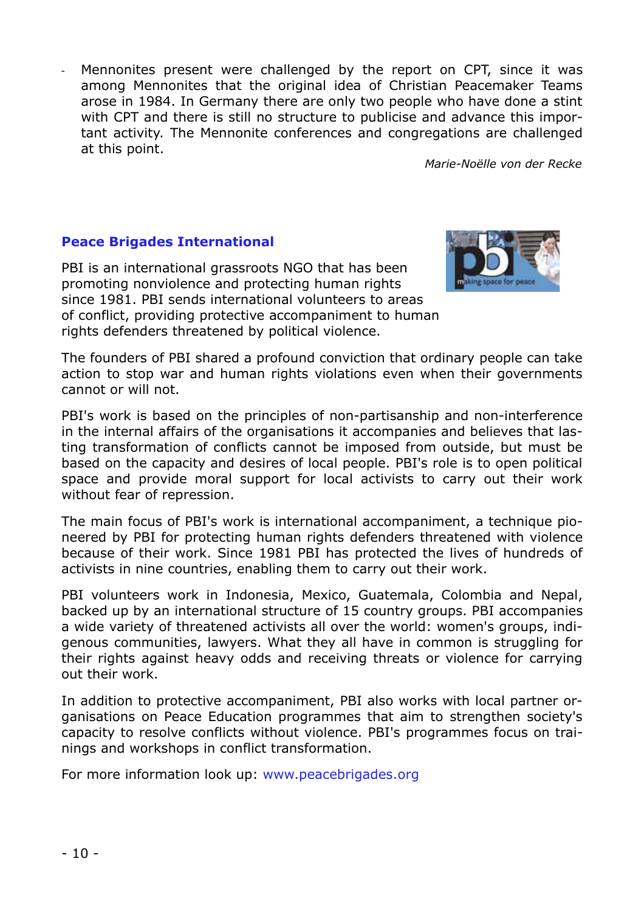- Mennonites present were challenged by the report on CPT, since it was among Mennonites that the original idea of Christian Peacemaker Teams arose in 1984. In Germany there are only two people who have done a stint with CPT and there is still no structure to publicise and advance this important activity. The Mennonite conferences and congregations are challenged at this point.

*Marie-Noëlle von der Recke*

## Peace Brigades International

PBI is an international grassroots NGO that has been promoting nonviolence and protecting human rights since 1981. PBI sends international volunteers to areas of conflict, providing protective accompaniment to human rights defenders threatened by political violence.

The founders of PBI shared a profound conviction that ordinary people can take action to stop war and human rights violations even when their governments cannot or will not.

PBI's work is based on the principles of non-partisanship and non-interference in the internal affairs of the organisations it accompanies and believes that lasting transformation of conflicts cannot be imposed from outside, but must be based on the capacity and desires of local people. PBI's role is to open political space and provide moral support for local activists to carry out their work without fear of repression.

The main focus of PBI's work is international accompaniment, a technique pioneered by PBI for protecting human rights defenders threatened with violence because of their work. Since 1981 PBI has protected the lives of hundreds of activists in nine countries, enabling them to carry out their work.

PBI volunteers work in Indonesia, Mexico, Guatemala, Colombia and Nepal, backed up by an international structure of 15 country groups. PBI accompanies a wide variety of threatened activists all over the world: women's groups, indigenous communities, lawyers. What they all have in common is struggling for their rights against heavy odds and receiving threats or violence for carrying out their work.

In addition to protective accompaniment, PBI also works with local partner organisations on Peace Education programmes that aim to strengthen society's capacity to resolve conflicts without violence. PBI's programmes focus on trainings and workshops in conflict transformation.

For more information look up: www.peacebrigades.org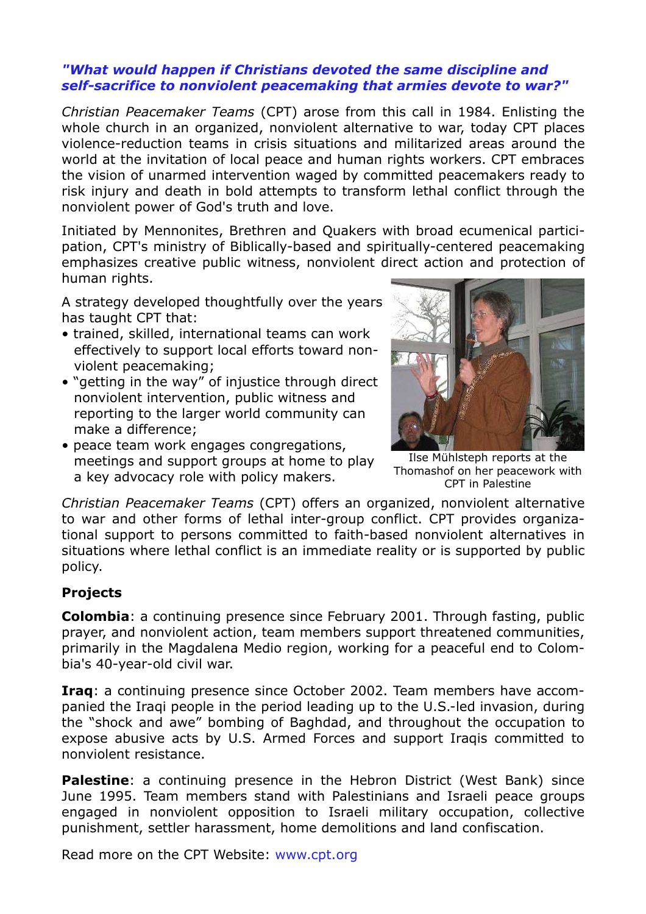***"What would happen if Christians devoted the same discipline and self-sacrifice to nonviolent peacemaking that armies devote to war?"***

*Christian Peacemaker Teams* (CPT) arose from this call in 1984. Enlisting the whole church in an organized, nonviolent alternative to war, today CPT places violence-reduction teams in crisis situations and militarized areas around the world at the invitation of local peace and human rights workers. CPT embraces the vision of unarmed intervention waged by committed peacemakers ready to risk injury and death in bold attempts to transform lethal conflict through the nonviolent power of God's truth and love.

Initiated by Mennonites, Brethren and Quakers with broad ecumenical participation, CPT's ministry of Biblically-based and spiritually-centered peacemaking emphasizes creative public witness, nonviolent direct action and protection of human rights.

A strategy developed thoughtfully over the years has taught CPT that:

- trained, skilled, international teams can work effectively to support local efforts toward nonviolent peacemaking;
- "getting in the way" of injustice through direct nonviolent intervention, public witness and reporting to the larger world community can make a difference;
- peace team work engages congregations, meetings and support groups at home to play a key advocacy role with policy makers.

Ilse Mühlsteph reports at the Thomashof on her peacework with CPT in Palestine

*Christian Peacemaker Teams* (CPT) offers an organized, nonviolent alternative to war and other forms of lethal inter-group conflict. CPT provides organizational support to persons committed to faith-based nonviolent alternatives in situations where lethal conflict is an immediate reality or is supported by public policy.

**Projects**

**Colombia**: a continuing presence since February 2001. Through fasting, public prayer, and nonviolent action, team members support threatened communities, primarily in the Magdalena Medio region, working for a peaceful end to Colombia's 40-year-old civil war.

**Iraq**: a continuing presence since October 2002. Team members have accompanied the Iraqi people in the period leading up to the U.S.-led invasion, during the "shock and awe" bombing of Baghdad, and throughout the occupation to expose abusive acts by U.S. Armed Forces and support Iraqis committed to nonviolent resistance.

**Palestine**: a continuing presence in the Hebron District (West Bank) since June 1995. Team members stand with Palestinians and Israeli peace groups engaged in nonviolent opposition to Israeli military occupation, collective punishment, settler harassment, home demolitions and land confiscation.

Read more on the CPT Website: www.cpt.org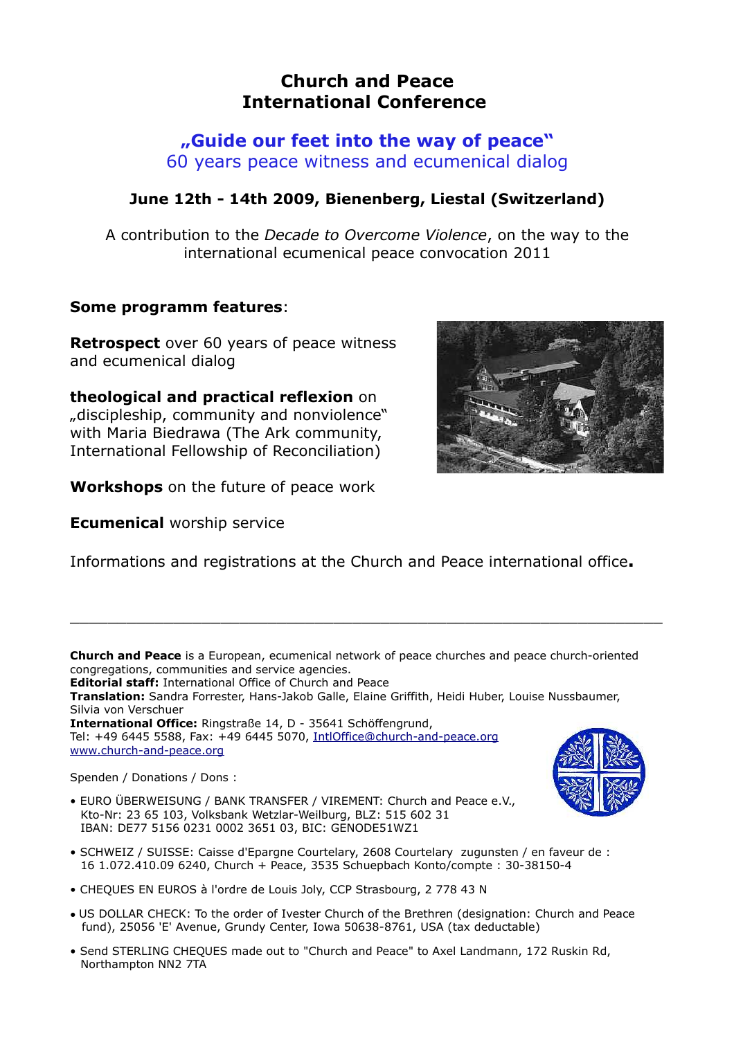# Church and Peace International Conference

## „Guide our feet into the way of peace"

60 years peace witness and ecumenical dialog

### June 12th - 14th 2009, Bienenberg, Liestal (Switzerland)

A contribution to the *Decade to Overcome Violence*, on the way to the international ecumenical peace convocation 2011

**Some programm features**:

**Retrospect** over 60 years of peace witness and ecumenical dialog

**theological and practical reflexion** on „discipleship, community and nonviolence" with Maria Biedrawa (The Ark community, International Fellowship of Reconciliation)

**Workshops** on the future of peace work

**Ecumenical** worship service

Informations and registrations at the Church and Peace international office**.**

---

**Church and Peace** is a European, ecumenical network of peace churches and peace church-oriented congregations, communities and service agencies.
**Editorial staff:** International Office of Church and Peace
**Translation:** Sandra Forrester, Hans-Jakob Galle, Elaine Griffith, Heidi Huber, Louise Nussbaumer, Silvia von Verschuer
**International Office:** Ringstraße 14, D - 35641 Schöffengrund,
Tel: +49 6445 5588, Fax: +49 6445 5070, IntlOffice@church-and-peace.org
www.church-and-peace.org

Spenden / Donations / Dons :

- EURO ÜBERWEISUNG / BANK TRANSFER / VIREMENT: Church and Peace e.V., Kto-Nr: 23 65 103, Volksbank Wetzlar-Weilburg, BLZ: 515 602 31 IBAN: DE77 5156 0231 0002 3651 03, BIC: GENODE51WZ1
- SCHWEIZ / SUISSE: Caisse d'Epargne Courtelary, 2608 Courtelary zugunsten / en faveur de : 16 1.072.410.09 6240, Church + Peace, 3535 Schuepbach Konto/compte : 30-38150-4
- CHEQUES EN EUROS à l'ordre de Louis Joly, CCP Strasbourg, 2 778 43 N
- US DOLLAR CHECK: To the order of Ivester Church of the Brethren (designation: Church and Peace fund), 25056 'E' Avenue, Grundy Center, Iowa 50638-8761, USA (tax deductable)
- Send STERLING CHEQUES made out to "Church and Peace" to Axel Landmann, 172 Ruskin Rd, Northampton NN2 7TA